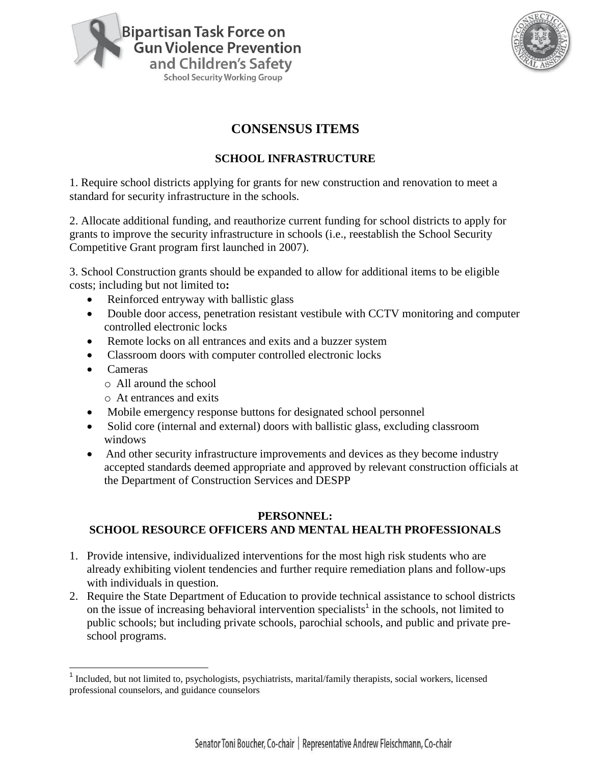Bipartisan Task Force on Gun Violence Prevention and Children's Safety

School Security Working Group

# CONSENSUS ITEMS

## SCHOOL INFRASTRUCTURE

1. Require school districts applying for grants for new construction and renovation to meet a standard for security infrastructure in the schools.

2. Allocate additional funding, and reauthorize current funding for school districts to apply for grants to improve the security infrastructure in schools (i.e., reestablish the School Security Competitive Grant program first launched in 2007).

3. School Construction grants should be expanded to allow for additional items to be eligible costs; including but not limited to**:**

- Reinforced entryway with ballistic glass
- Double door access, penetration resistant vestibule with CCTV monitoring and computer controlled electronic locks
- Remote locks on all entrances and exits and a buzzer system
- Classroom doors with computer controlled electronic locks
- Cameras
  - All around the school
  - At entrances and exits
- Mobile emergency response buttons for designated school personnel
- Solid core (internal and external) doors with ballistic glass, excluding classroom windows
- And other security infrastructure improvements and devices as they become industry accepted standards deemed appropriate and approved by relevant construction officials at the Department of Construction Services and DESPP

## PERSONNEL: SCHOOL RESOURCE OFFICERS AND MENTAL HEALTH PROFESSIONALS

1. Provide intensive, individualized interventions for the most high risk students who are already exhibiting violent tendencies and further require remediation plans and follow-ups with individuals in question.
2. Require the State Department of Education to provide technical assistance to school districts on the issue of increasing behavioral intervention specialists[1] in the schools, not limited to public schools; but including private schools, parochial schools, and public and private pre-school programs.

[1] Included, but not limited to, psychologists, psychiatrists, marital/family therapists, social workers, licensed professional counselors, and guidance counselors

Senator Toni Boucher, Co-chair | Representative Andrew Fleischmann, Co-chair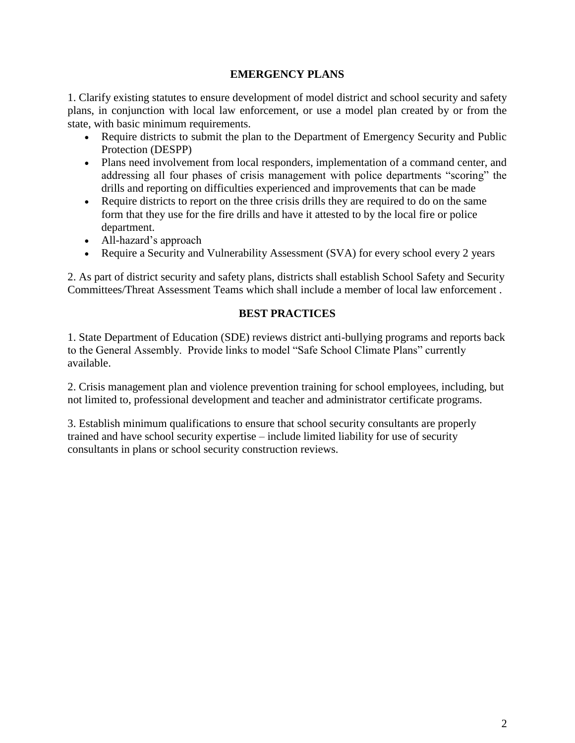## EMERGENCY PLANS

1. Clarify existing statutes to ensure development of model district and school security and safety plans, in conjunction with local law enforcement, or use a model plan created by or from the state, with basic minimum requirements.

- Require districts to submit the plan to the Department of Emergency Security and Public Protection (DESPP)
- Plans need involvement from local responders, implementation of a command center, and addressing all four phases of crisis management with police departments "scoring" the drills and reporting on difficulties experienced and improvements that can be made
- Require districts to report on the three crisis drills they are required to do on the same form that they use for the fire drills and have it attested to by the local fire or police department.
- All-hazard's approach
- Require a Security and Vulnerability Assessment (SVA) for every school every 2 years

2. As part of district security and safety plans, districts shall establish School Safety and Security Committees/Threat Assessment Teams which shall include a member of local law enforcement .

## BEST PRACTICES

1. State Department of Education (SDE) reviews district anti-bullying programs and reports back to the General Assembly. Provide links to model "Safe School Climate Plans" currently available.

2. Crisis management plan and violence prevention training for school employees, including, but not limited to, professional development and teacher and administrator certificate programs.

3. Establish minimum qualifications to ensure that school security consultants are properly trained and have school security expertise – include limited liability for use of security consultants in plans or school security construction reviews.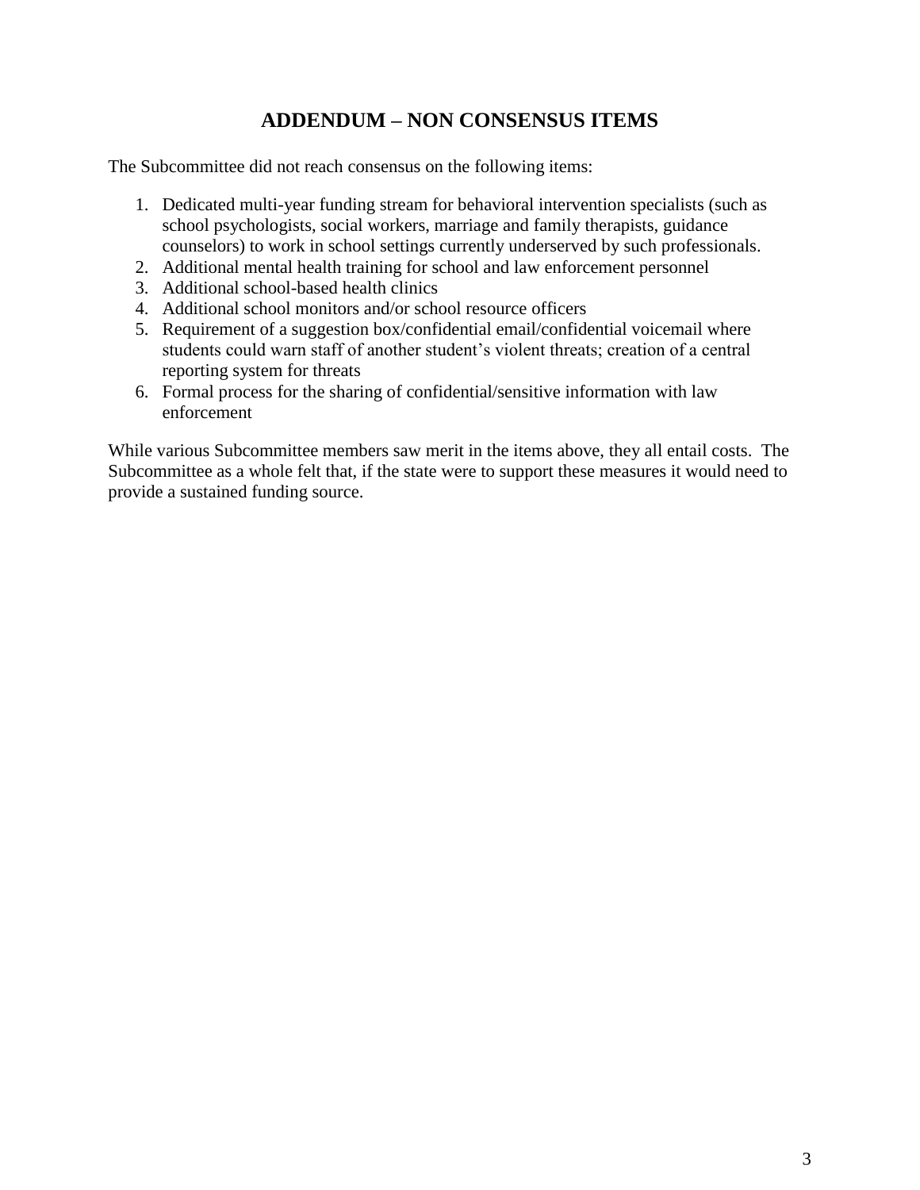## ADDENDUM – NON CONSENSUS ITEMS

The Subcommittee did not reach consensus on the following items:

1. Dedicated multi-year funding stream for behavioral intervention specialists (such as school psychologists, social workers, marriage and family therapists, guidance counselors) to work in school settings currently underserved by such professionals.
2. Additional mental health training for school and law enforcement personnel
3. Additional school-based health clinics
4. Additional school monitors and/or school resource officers
5. Requirement of a suggestion box/confidential email/confidential voicemail where students could warn staff of another student's violent threats; creation of a central reporting system for threats
6. Formal process for the sharing of confidential/sensitive information with law enforcement

While various Subcommittee members saw merit in the items above, they all entail costs. The Subcommittee as a whole felt that, if the state were to support these measures it would need to provide a sustained funding source.